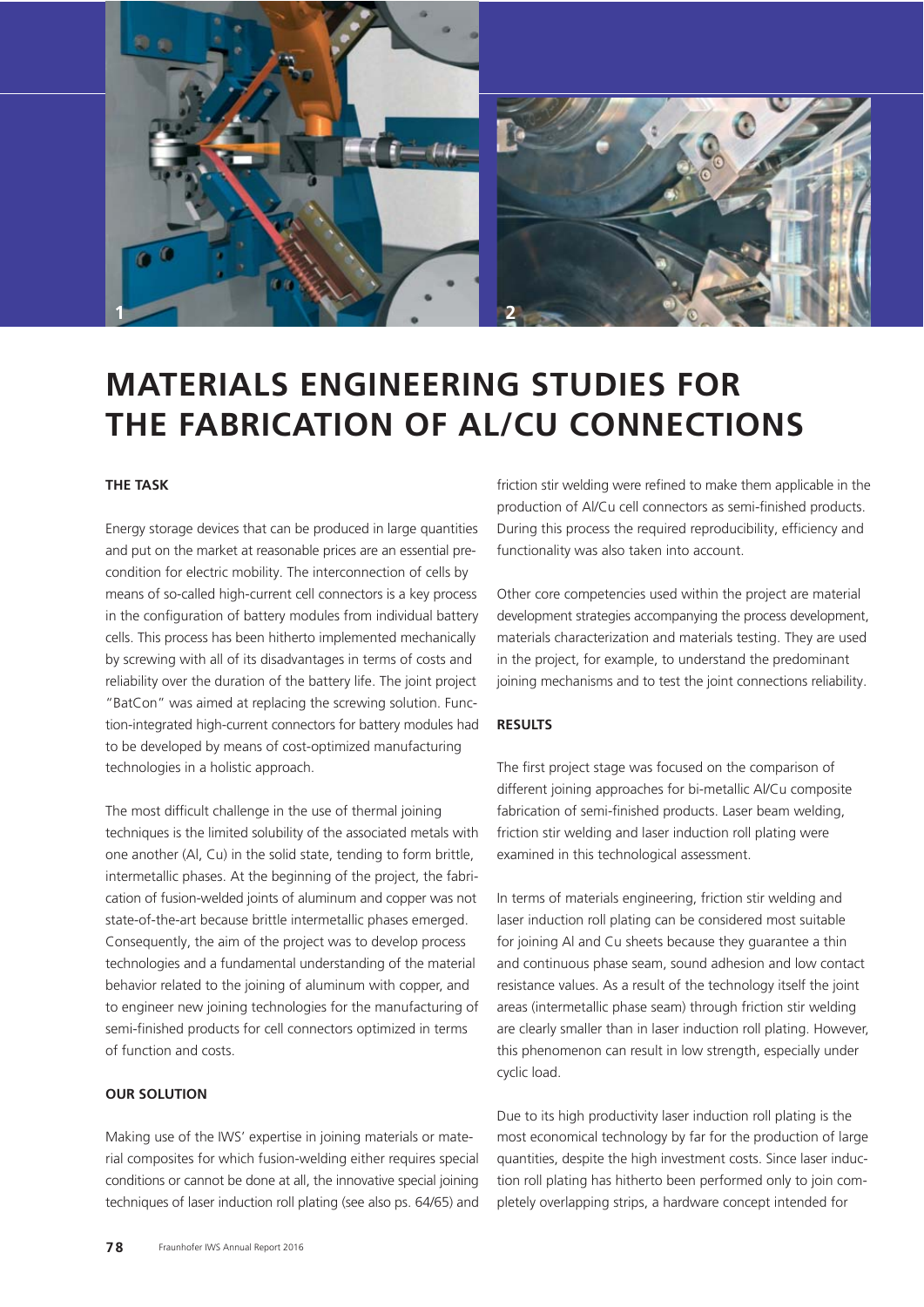# MATERIALS ENGINEERING STUDIES FOR THE FABRICATION OF AL/CU CONNECTIONS

### THE TASK

Energy storage devices that can be produced in large quantities and put on the market at reasonable prices are an essential precondition for electric mobility. The interconnection of cells by means of so-called high-current cell connectors is a key process in the configuration of battery modules from individual battery cells. This process has been hitherto implemented mechanically by screwing with all of its disadvantages in terms of costs and reliability over the duration of the battery life. The joint project "BatCon" was aimed at replacing the screwing solution. Function-integrated high-current connectors for battery modules had to be developed by means of cost-optimized manufacturing technologies in a holistic approach.

The most difficult challenge in the use of thermal joining techniques is the limited solubility of the associated metals with one another (Al, Cu) in the solid state, tending to form brittle, intermetallic phases. At the beginning of the project, the fabrication of fusion-welded joints of aluminum and copper was not state-of-the-art because brittle intermetallic phases emerged. Consequently, the aim of the project was to develop process technologies and a fundamental understanding of the material behavior related to the joining of aluminum with copper, and to engineer new joining technologies for the manufacturing of semi-finished products for cell connectors optimized in terms of function and costs.

### OUR SOLUTION

Making use of the IWS' expertise in joining materials or material composites for which fusion-welding either requires special conditions or cannot be done at all, the innovative special joining techniques of laser induction roll plating (see also ps. 64/65) and friction stir welding were refined to make them applicable in the production of Al/Cu cell connectors as semi-finished products. During this process the required reproducibility, efficiency and functionality was also taken into account.

Other core competencies used within the project are material development strategies accompanying the process development, materials characterization and materials testing. They are used in the project, for example, to understand the predominant joining mechanisms and to test the joint connections reliability.

### RESULTS

The first project stage was focused on the comparison of different joining approaches for bi-metallic Al/Cu composite fabrication of semi-finished products. Laser beam welding, friction stir welding and laser induction roll plating were examined in this technological assessment.

In terms of materials engineering, friction stir welding and laser induction roll plating can be considered most suitable for joining Al and Cu sheets because they guarantee a thin and continuous phase seam, sound adhesion and low contact resistance values. As a result of the technology itself the joint areas (intermetallic phase seam) through friction stir welding are clearly smaller than in laser induction roll plating. However, this phenomenon can result in low strength, especially under cyclic load.

Due to its high productivity laser induction roll plating is the most economical technology by far for the production of large quantities, despite the high investment costs. Since laser induction roll plating has hitherto been performed only to join completely overlapping strips, a hardware concept intended for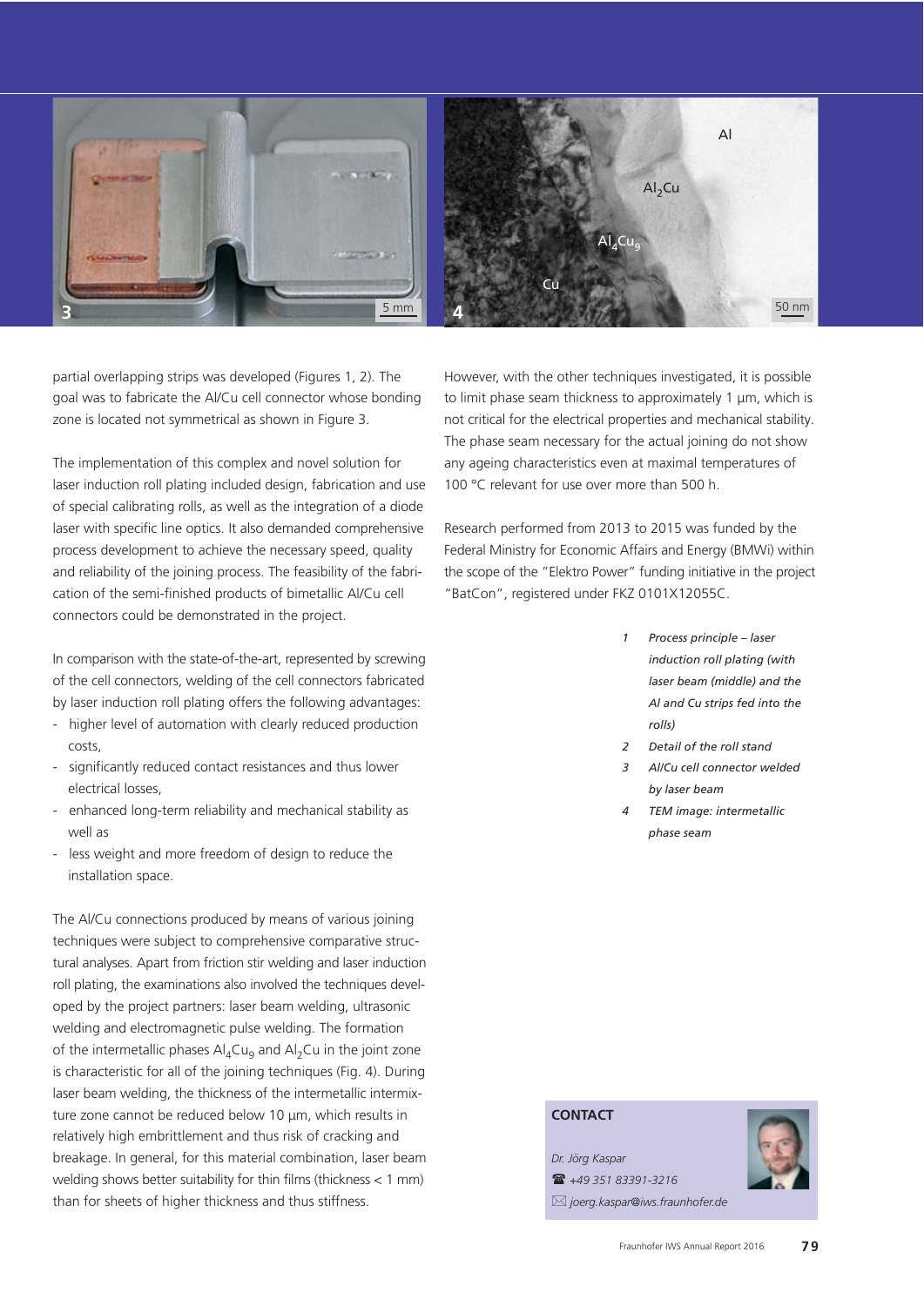partial overlapping strips was developed (Figures 1, 2). The goal was to fabricate the Al/Cu cell connector whose bonding zone is located not symmetrical as shown in Figure 3.

The implementation of this complex and novel solution for laser induction roll plating included design, fabrication and use of special calibrating rolls, as well as the integration of a diode laser with specific line optics. It also demanded comprehensive process development to achieve the necessary speed, quality and reliability of the joining process. The feasibility of the fabrication of the semi-finished products of bimetallic Al/Cu cell connectors could be demonstrated in the project.

In comparison with the state-of-the-art, represented by screwing of the cell connectors, welding of the cell connectors fabricated by laser induction roll plating offers the following advantages:

- higher level of automation with clearly reduced production costs,
- significantly reduced contact resistances and thus lower electrical losses,
- enhanced long-term reliability and mechanical stability as well as
- less weight and more freedom of design to reduce the installation space.

The Al/Cu connections produced by means of various joining techniques were subject to comprehensive comparative structural analyses. Apart from friction stir welding and laser induction roll plating, the examinations also involved the techniques developed by the project partners: laser beam welding, ultrasonic welding and electromagnetic pulse welding. The formation of the intermetallic phases $Al_4Cu_9$ and $Al_2Cu$ in the joint zone is characteristic for all of the joining techniques (Fig. 4). During laser beam welding, the thickness of the intermetallic intermixture zone cannot be reduced below 10 µm, which results in relatively high embrittlement and thus risk of cracking and breakage. In general, for this material combination, laser beam welding shows better suitability for thin films (thickness < 1 mm) than for sheets of higher thickness and thus stiffness.

However, with the other techniques investigated, it is possible to limit phase seam thickness to approximately 1 µm, which is not critical for the electrical properties and mechanical stability. The phase seam necessary for the actual joining do not show any ageing characteristics even at maximal temperatures of 100 °C relevant for use over more than 500 h.

Research performed from 2013 to 2015 was funded by the Federal Ministry for Economic Affairs and Energy (BMWi) within the scope of the "Elektro Power" funding initiative in the project "BatCon", registered under FKZ 0101X12055C.

*1 Process principle – laser induction roll plating (with laser beam (middle) and the Al and Cu strips fed into the rolls)*

*2 Detail of the roll stand*

*3 Al/Cu cell connector welded by laser beam*

*4 TEM image: intermetallic phase seam*

**CONTACT**

*Dr. Jörg Kaspar*

*+49 351 83391-3216*

*joerg.kaspar@iws.fraunhofer.de*